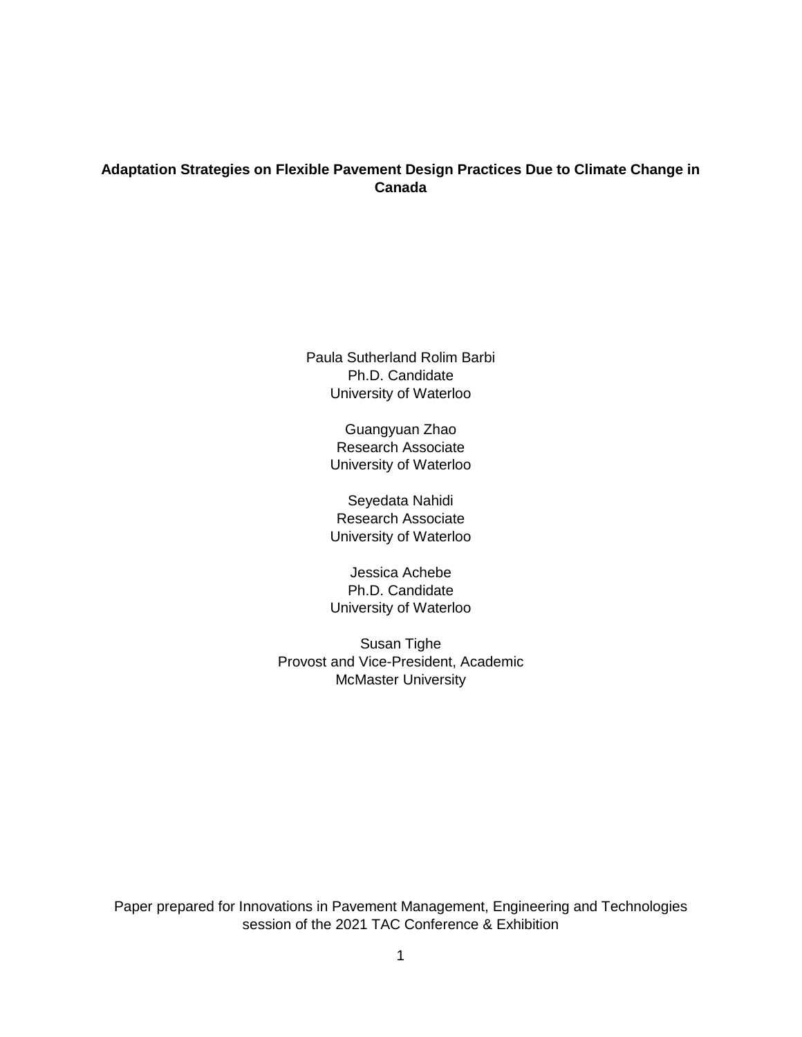# Adaptation Strategies on Flexible Pavement Design Practices Due to Climate Change in Canada

Paula Sutherland Rolim Barbi
Ph.D. Candidate
University of Waterloo

Guangyuan Zhao
Research Associate
University of Waterloo

Seyedata Nahidi
Research Associate
University of Waterloo

Jessica Achebe
Ph.D. Candidate
University of Waterloo

Susan Tighe
Provost and Vice-President, Academic
McMaster University

Paper prepared for Innovations in Pavement Management, Engineering and Technologies session of the 2021 TAC Conference & Exhibition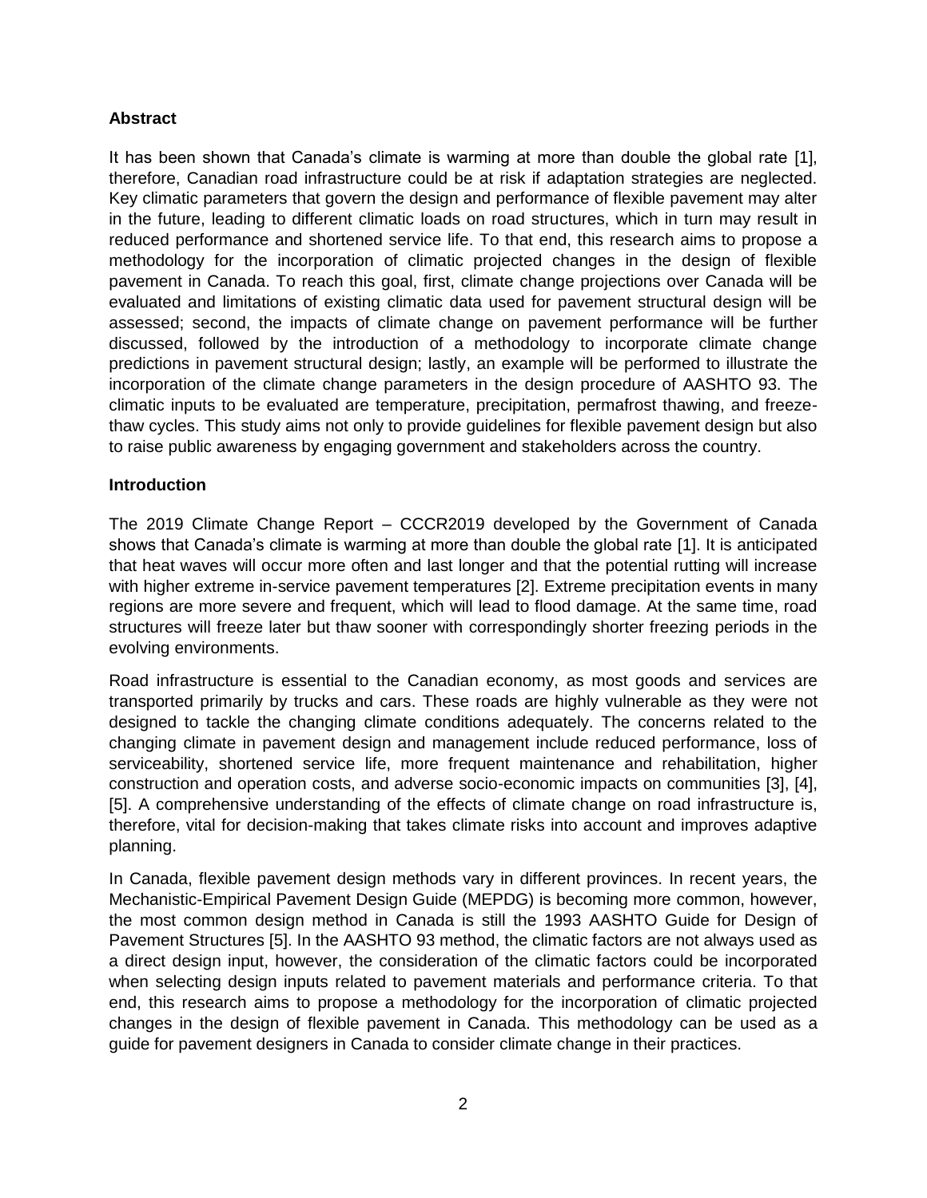## Abstract

It has been shown that Canada's climate is warming at more than double the global rate [1], therefore, Canadian road infrastructure could be at risk if adaptation strategies are neglected. Key climatic parameters that govern the design and performance of flexible pavement may alter in the future, leading to different climatic loads on road structures, which in turn may result in reduced performance and shortened service life. To that end, this research aims to propose a methodology for the incorporation of climatic projected changes in the design of flexible pavement in Canada. To reach this goal, first, climate change projections over Canada will be evaluated and limitations of existing climatic data used for pavement structural design will be assessed; second, the impacts of climate change on pavement performance will be further discussed, followed by the introduction of a methodology to incorporate climate change predictions in pavement structural design; lastly, an example will be performed to illustrate the incorporation of the climate change parameters in the design procedure of AASHTO 93. The climatic inputs to be evaluated are temperature, precipitation, permafrost thawing, and freeze-thaw cycles. This study aims not only to provide guidelines for flexible pavement design but also to raise public awareness by engaging government and stakeholders across the country.

## Introduction

The 2019 Climate Change Report – CCCR2019 developed by the Government of Canada shows that Canada's climate is warming at more than double the global rate [1]. It is anticipated that heat waves will occur more often and last longer and that the potential rutting will increase with higher extreme in-service pavement temperatures [2]. Extreme precipitation events in many regions are more severe and frequent, which will lead to flood damage. At the same time, road structures will freeze later but thaw sooner with correspondingly shorter freezing periods in the evolving environments.

Road infrastructure is essential to the Canadian economy, as most goods and services are transported primarily by trucks and cars. These roads are highly vulnerable as they were not designed to tackle the changing climate conditions adequately. The concerns related to the changing climate in pavement design and management include reduced performance, loss of serviceability, shortened service life, more frequent maintenance and rehabilitation, higher construction and operation costs, and adverse socio-economic impacts on communities [3], [4], [5]. A comprehensive understanding of the effects of climate change on road infrastructure is, therefore, vital for decision-making that takes climate risks into account and improves adaptive planning.

In Canada, flexible pavement design methods vary in different provinces. In recent years, the Mechanistic-Empirical Pavement Design Guide (MEPDG) is becoming more common, however, the most common design method in Canada is still the 1993 AASHTO Guide for Design of Pavement Structures [5]. In the AASHTO 93 method, the climatic factors are not always used as a direct design input, however, the consideration of the climatic factors could be incorporated when selecting design inputs related to pavement materials and performance criteria. To that end, this research aims to propose a methodology for the incorporation of climatic projected changes in the design of flexible pavement in Canada. This methodology can be used as a guide for pavement designers in Canada to consider climate change in their practices.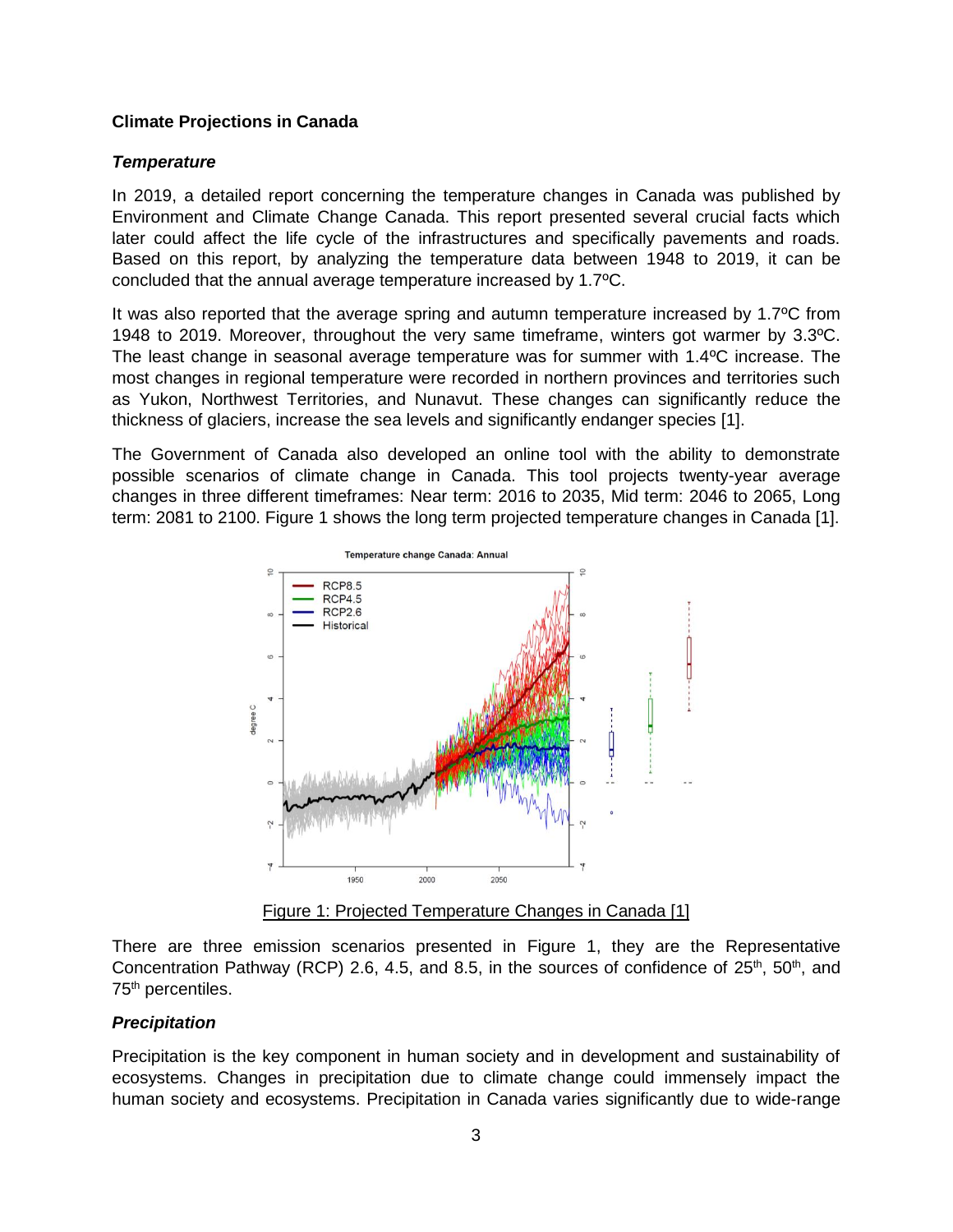**Climate Projections in Canada**

***Temperature***

In 2019, a detailed report concerning the temperature changes in Canada was published by Environment and Climate Change Canada. This report presented several crucial facts which later could affect the life cycle of the infrastructures and specifically pavements and roads. Based on this report, by analyzing the temperature data between 1948 to 2019, it can be concluded that the annual average temperature increased by 1.7ºC.

It was also reported that the average spring and autumn temperature increased by 1.7ºC from 1948 to 2019. Moreover, throughout the very same timeframe, winters got warmer by 3.3ºC. The least change in seasonal average temperature was for summer with 1.4ºC increase. The most changes in regional temperature were recorded in northern provinces and territories such as Yukon, Northwest Territories, and Nunavut. These changes can significantly reduce the thickness of glaciers, increase the sea levels and significantly endanger species [1].

The Government of Canada also developed an online tool with the ability to demonstrate possible scenarios of climate change in Canada. This tool projects twenty-year average changes in three different timeframes: Near term: 2016 to 2035, Mid term: 2046 to 2065, Long term: 2081 to 2100. Figure 1 shows the long term projected temperature changes in Canada [1].

Figure 1: Projected Temperature Changes in Canada [1]

There are three emission scenarios presented in Figure 1, they are the Representative Concentration Pathway (RCP) 2.6, 4.5, and 8.5, in the sources of confidence of 25th, 50th, and 75th percentiles.

***Precipitation***

Precipitation is the key component in human society and in development and sustainability of ecosystems. Changes in precipitation due to climate change could immensely impact the human society and ecosystems. Precipitation in Canada varies significantly due to wide-range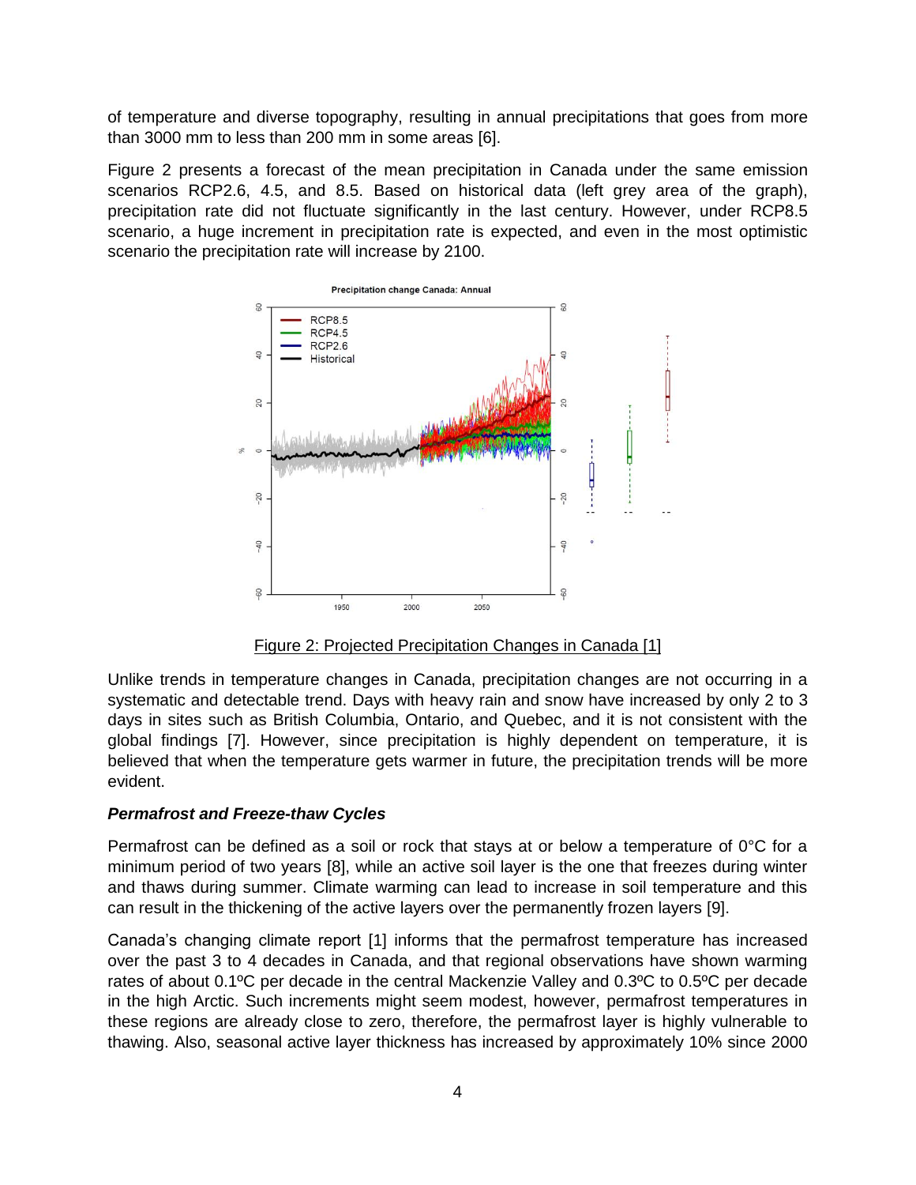of temperature and diverse topography, resulting in annual precipitations that goes from more than 3000 mm to less than 200 mm in some areas [6].

Figure 2 presents a forecast of the mean precipitation in Canada under the same emission scenarios RCP2.6, 4.5, and 8.5. Based on historical data (left grey area of the graph), precipitation rate did not fluctuate significantly in the last century. However, under RCP8.5 scenario, a huge increment in precipitation rate is expected, and even in the most optimistic scenario the precipitation rate will increase by 2100.

Figure 2: Projected Precipitation Changes in Canada [1]

Unlike trends in temperature changes in Canada, precipitation changes are not occurring in a systematic and detectable trend. Days with heavy rain and snow have increased by only 2 to 3 days in sites such as British Columbia, Ontario, and Quebec, and it is not consistent with the global findings [7]. However, since precipitation is highly dependent on temperature, it is believed that when the temperature gets warmer in future, the precipitation trends will be more evident.

***Permafrost and Freeze-thaw Cycles***

Permafrost can be defined as a soil or rock that stays at or below a temperature of 0°C for a minimum period of two years [8], while an active soil layer is the one that freezes during winter and thaws during summer. Climate warming can lead to increase in soil temperature and this can result in the thickening of the active layers over the permanently frozen layers [9].

Canada's changing climate report [1] informs that the permafrost temperature has increased over the past 3 to 4 decades in Canada, and that regional observations have shown warming rates of about 0.1ºC per decade in the central Mackenzie Valley and 0.3ºC to 0.5ºC per decade in the high Arctic. Such increments might seem modest, however, permafrost temperatures in these regions are already close to zero, therefore, the permafrost layer is highly vulnerable to thawing. Also, seasonal active layer thickness has increased by approximately 10% since 2000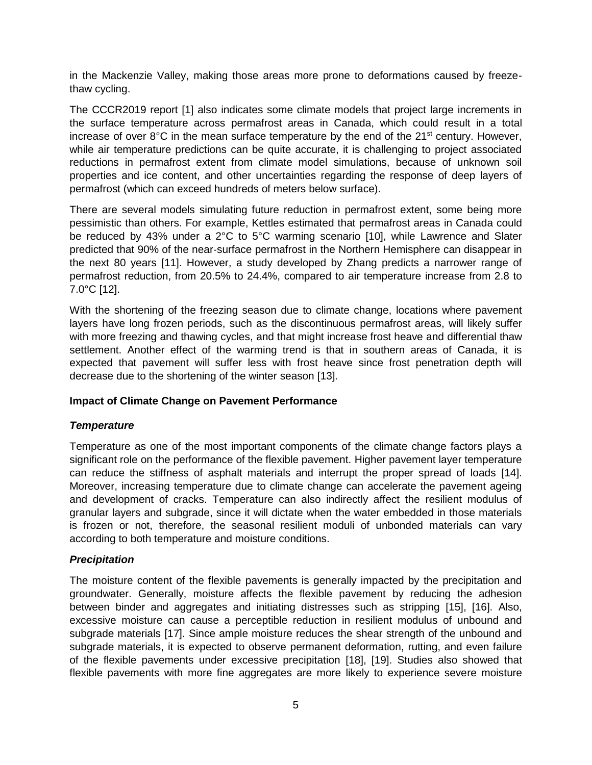in the Mackenzie Valley, making those areas more prone to deformations caused by freeze-thaw cycling.

The CCCR2019 report [1] also indicates some climate models that project large increments in the surface temperature across permafrost areas in Canada, which could result in a total increase of over 8°C in the mean surface temperature by the end of the 21st century. However, while air temperature predictions can be quite accurate, it is challenging to project associated reductions in permafrost extent from climate model simulations, because of unknown soil properties and ice content, and other uncertainties regarding the response of deep layers of permafrost (which can exceed hundreds of meters below surface).

There are several models simulating future reduction in permafrost extent, some being more pessimistic than others. For example, Kettles estimated that permafrost areas in Canada could be reduced by 43% under a 2°C to 5°C warming scenario [10], while Lawrence and Slater predicted that 90% of the near-surface permafrost in the Northern Hemisphere can disappear in the next 80 years [11]. However, a study developed by Zhang predicts a narrower range of permafrost reduction, from 20.5% to 24.4%, compared to air temperature increase from 2.8 to 7.0°C [12].

With the shortening of the freezing season due to climate change, locations where pavement layers have long frozen periods, such as the discontinuous permafrost areas, will likely suffer with more freezing and thawing cycles, and that might increase frost heave and differential thaw settlement. Another effect of the warming trend is that in southern areas of Canada, it is expected that pavement will suffer less with frost heave since frost penetration depth will decrease due to the shortening of the winter season [13].

## Impact of Climate Change on Pavement Performance

### *Temperature*

Temperature as one of the most important components of the climate change factors plays a significant role on the performance of the flexible pavement. Higher pavement layer temperature can reduce the stiffness of asphalt materials and interrupt the proper spread of loads [14]. Moreover, increasing temperature due to climate change can accelerate the pavement ageing and development of cracks. Temperature can also indirectly affect the resilient modulus of granular layers and subgrade, since it will dictate when the water embedded in those materials is frozen or not, therefore, the seasonal resilient moduli of unbonded materials can vary according to both temperature and moisture conditions.

### *Precipitation*

The moisture content of the flexible pavements is generally impacted by the precipitation and groundwater. Generally, moisture affects the flexible pavement by reducing the adhesion between binder and aggregates and initiating distresses such as stripping [15], [16]. Also, excessive moisture can cause a perceptible reduction in resilient modulus of unbound and subgrade materials [17]. Since ample moisture reduces the shear strength of the unbound and subgrade materials, it is expected to observe permanent deformation, rutting, and even failure of the flexible pavements under excessive precipitation [18], [19]. Studies also showed that flexible pavements with more fine aggregates are more likely to experience severe moisture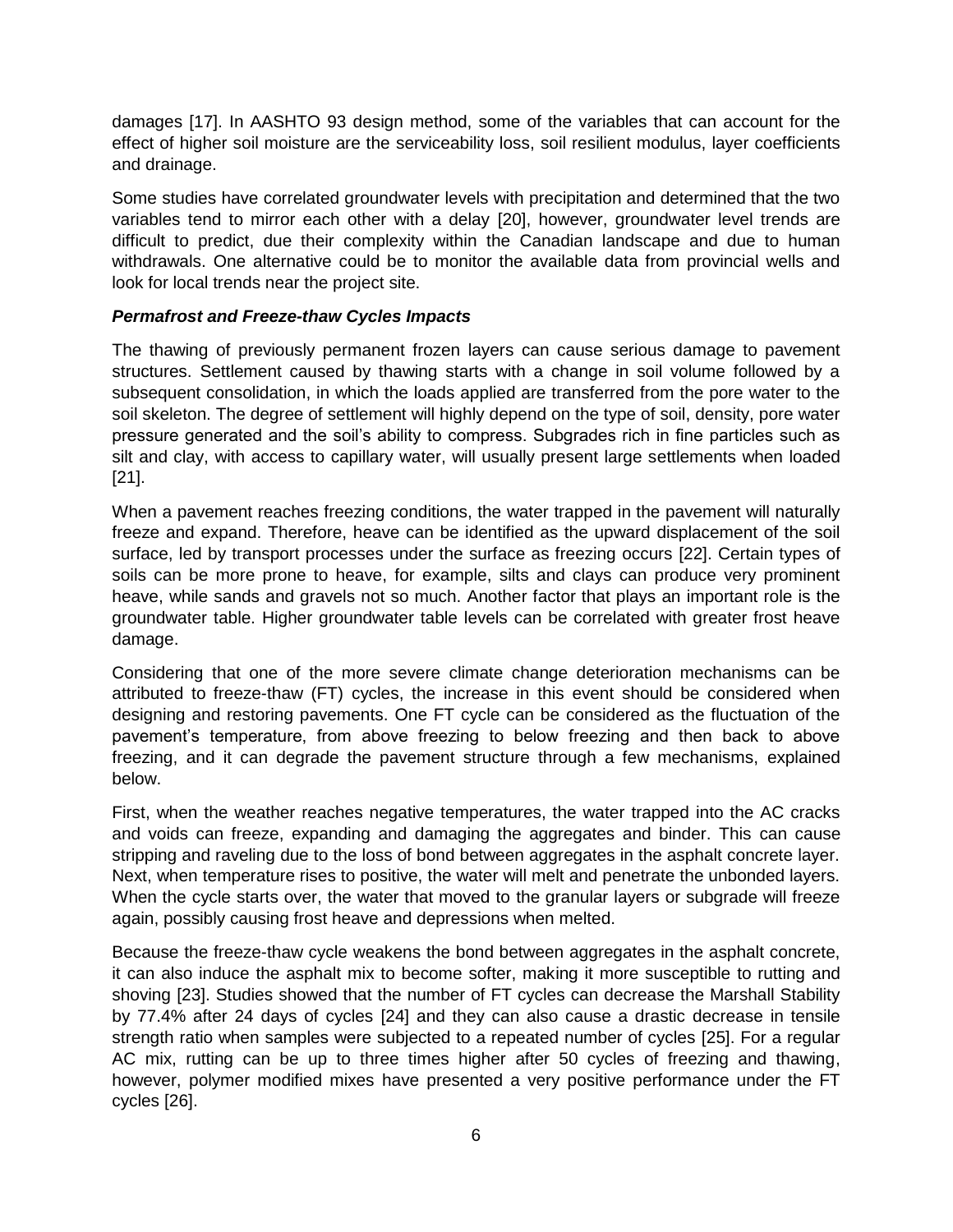damages [17]. In AASHTO 93 design method, some of the variables that can account for the effect of higher soil moisture are the serviceability loss, soil resilient modulus, layer coefficients and drainage.

Some studies have correlated groundwater levels with precipitation and determined that the two variables tend to mirror each other with a delay [20], however, groundwater level trends are difficult to predict, due their complexity within the Canadian landscape and due to human withdrawals. One alternative could be to monitor the available data from provincial wells and look for local trends near the project site.

### ***Permafrost and Freeze-thaw Cycles Impacts***

The thawing of previously permanent frozen layers can cause serious damage to pavement structures. Settlement caused by thawing starts with a change in soil volume followed by a subsequent consolidation, in which the loads applied are transferred from the pore water to the soil skeleton. The degree of settlement will highly depend on the type of soil, density, pore water pressure generated and the soil's ability to compress. Subgrades rich in fine particles such as silt and clay, with access to capillary water, will usually present large settlements when loaded [21].

When a pavement reaches freezing conditions, the water trapped in the pavement will naturally freeze and expand. Therefore, heave can be identified as the upward displacement of the soil surface, led by transport processes under the surface as freezing occurs [22]. Certain types of soils can be more prone to heave, for example, silts and clays can produce very prominent heave, while sands and gravels not so much. Another factor that plays an important role is the groundwater table. Higher groundwater table levels can be correlated with greater frost heave damage.

Considering that one of the more severe climate change deterioration mechanisms can be attributed to freeze-thaw (FT) cycles, the increase in this event should be considered when designing and restoring pavements. One FT cycle can be considered as the fluctuation of the pavement's temperature, from above freezing to below freezing and then back to above freezing, and it can degrade the pavement structure through a few mechanisms, explained below.

First, when the weather reaches negative temperatures, the water trapped into the AC cracks and voids can freeze, expanding and damaging the aggregates and binder. This can cause stripping and raveling due to the loss of bond between aggregates in the asphalt concrete layer. Next, when temperature rises to positive, the water will melt and penetrate the unbonded layers. When the cycle starts over, the water that moved to the granular layers or subgrade will freeze again, possibly causing frost heave and depressions when melted.

Because the freeze-thaw cycle weakens the bond between aggregates in the asphalt concrete, it can also induce the asphalt mix to become softer, making it more susceptible to rutting and shoving [23]. Studies showed that the number of FT cycles can decrease the Marshall Stability by 77.4% after 24 days of cycles [24] and they can also cause a drastic decrease in tensile strength ratio when samples were subjected to a repeated number of cycles [25]. For a regular AC mix, rutting can be up to three times higher after 50 cycles of freezing and thawing, however, polymer modified mixes have presented a very positive performance under the FT cycles [26].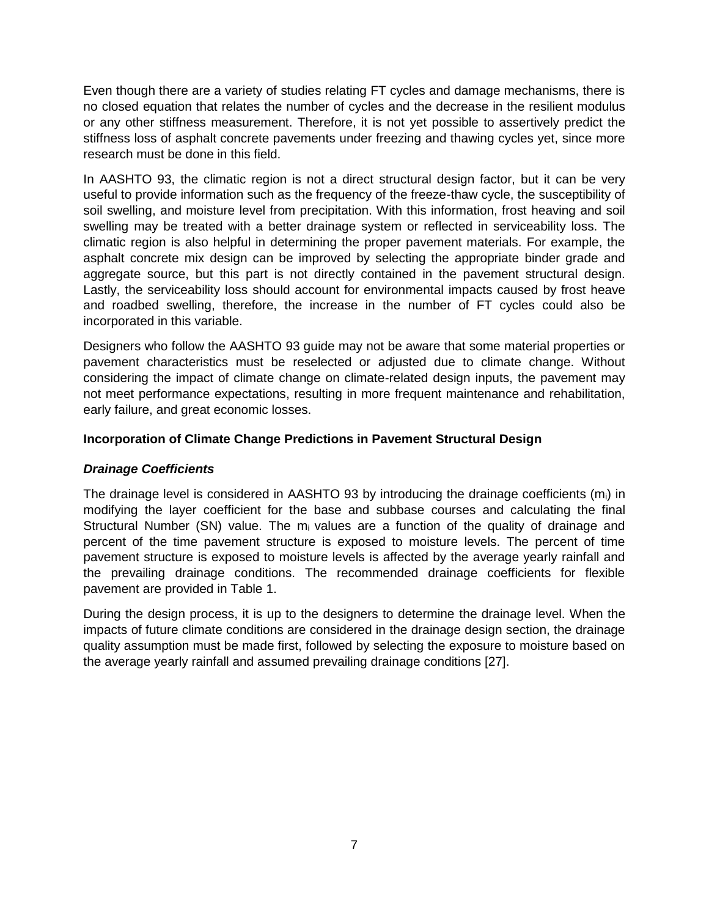Even though there are a variety of studies relating FT cycles and damage mechanisms, there is no closed equation that relates the number of cycles and the decrease in the resilient modulus or any other stiffness measurement. Therefore, it is not yet possible to assertively predict the stiffness loss of asphalt concrete pavements under freezing and thawing cycles yet, since more research must be done in this field.

In AASHTO 93, the climatic region is not a direct structural design factor, but it can be very useful to provide information such as the frequency of the freeze-thaw cycle, the susceptibility of soil swelling, and moisture level from precipitation. With this information, frost heaving and soil swelling may be treated with a better drainage system or reflected in serviceability loss. The climatic region is also helpful in determining the proper pavement materials. For example, the asphalt concrete mix design can be improved by selecting the appropriate binder grade and aggregate source, but this part is not directly contained in the pavement structural design. Lastly, the serviceability loss should account for environmental impacts caused by frost heave and roadbed swelling, therefore, the increase in the number of FT cycles could also be incorporated in this variable.

Designers who follow the AASHTO 93 guide may not be aware that some material properties or pavement characteristics must be reselected or adjusted due to climate change. Without considering the impact of climate change on climate-related design inputs, the pavement may not meet performance expectations, resulting in more frequent maintenance and rehabilitation, early failure, and great economic losses.

### Incorporation of Climate Change Predictions in Pavement Structural Design

#### *Drainage Coefficients*

The drainage level is considered in AASHTO 93 by introducing the drainage coefficients ($m_i$) in modifying the layer coefficient for the base and subbase courses and calculating the final Structural Number (SN) value. The $m_i$ values are a function of the quality of drainage and percent of the time pavement structure is exposed to moisture levels. The percent of time pavement structure is exposed to moisture levels is affected by the average yearly rainfall and the prevailing drainage conditions. The recommended drainage coefficients for flexible pavement are provided in Table 1.

During the design process, it is up to the designers to determine the drainage level. When the impacts of future climate conditions are considered in the drainage design section, the drainage quality assumption must be made first, followed by selecting the exposure to moisture based on the average yearly rainfall and assumed prevailing drainage conditions [27].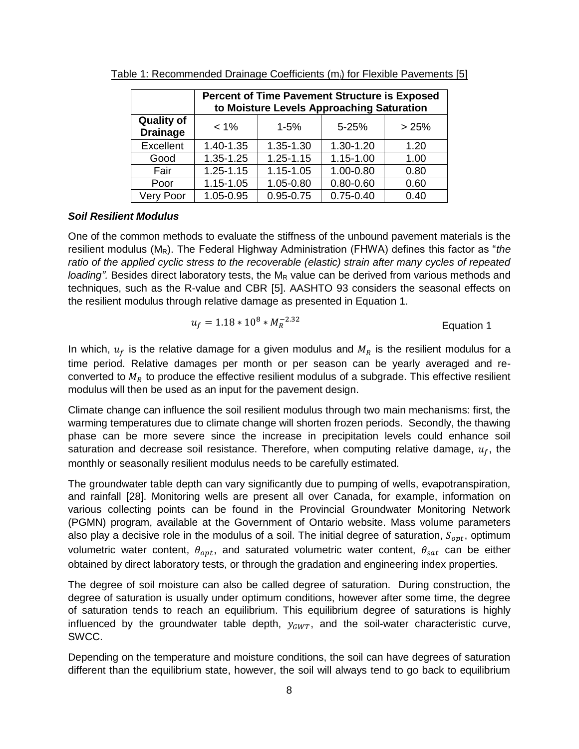Table 1: Recommended Drainage Coefficients ($m_i$) for Flexible Pavements [5]

| | **Percent of Time Pavement Structure is Exposed to Moisture Levels Approaching Saturation** | | | |
|---|---|---|---|---|
| **Quality of Drainage** | < 1% | 1-5% | 5-25% | > 25% |
| Excellent | 1.40-1.35 | 1.35-1.30 | 1.30-1.20 | 1.20 |
| Good | 1.35-1.25 | 1.25-1.15 | 1.15-1.00 | 1.00 |
| Fair | 1.25-1.15 | 1.15-1.05 | 1.00-0.80 | 0.80 |
| Poor | 1.15-1.05 | 1.05-0.80 | 0.80-0.60 | 0.60 |
| Very Poor | 1.05-0.95 | 0.95-0.75 | 0.75-0.40 | 0.40 |

***Soil Resilient Modulus***

One of the common methods to evaluate the stiffness of the unbound pavement materials is the resilient modulus ($M_R$). The Federal Highway Administration (FHWA) defines this factor as "*the ratio of the applied cyclic stress to the recoverable (elastic) strain after many cycles of repeated loading".* Besides direct laboratory tests, the $M_R$ value can be derived from various methods and techniques, such as the R-value and CBR [5]. AASHTO 93 considers the seasonal effects on the resilient modulus through relative damage as presented in Equation 1.

$$u_f = 1.18 * 10^8 * M_R^{-2.32} \qquad \text{Equation 1}$$

In which, $u_f$ is the relative damage for a given modulus and $M_R$ is the resilient modulus for a time period. Relative damages per month or per season can be yearly averaged and re-converted to $M_R$ to produce the effective resilient modulus of a subgrade. This effective resilient modulus will then be used as an input for the pavement design.

Climate change can influence the soil resilient modulus through two main mechanisms: first, the warming temperatures due to climate change will shorten frozen periods. Secondly, the thawing phase can be more severe since the increase in precipitation levels could enhance soil saturation and decrease soil resistance. Therefore, when computing relative damage, $u_f$, the monthly or seasonally resilient modulus needs to be carefully estimated.

The groundwater table depth can vary significantly due to pumping of wells, evapotranspiration, and rainfall [28]. Monitoring wells are present all over Canada, for example, information on various collecting points can be found in the Provincial Groundwater Monitoring Network (PGMN) program, available at the Government of Ontario website. Mass volume parameters also play a decisive role in the modulus of a soil. The initial degree of saturation, $S_{opt}$, optimum volumetric water content, $\theta_{opt}$, and saturated volumetric water content, $\theta_{sat}$ can be either obtained by direct laboratory tests, or through the gradation and engineering index properties.

The degree of soil moisture can also be called degree of saturation. During construction, the degree of saturation is usually under optimum conditions, however after some time, the degree of saturation tends to reach an equilibrium. This equilibrium degree of saturations is highly influenced by the groundwater table depth, $y_{GWT}$, and the soil-water characteristic curve, SWCC.

Depending on the temperature and moisture conditions, the soil can have degrees of saturation different than the equilibrium state, however, the soil will always tend to go back to equilibrium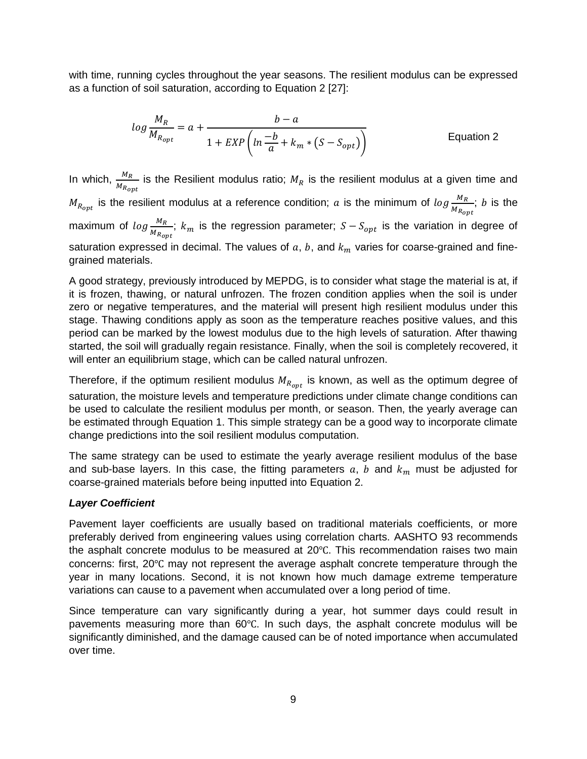with time, running cycles throughout the year seasons. The resilient modulus can be expressed as a function of soil saturation, according to Equation 2 [27]:

$$log \frac{M_R}{M_{R_{opt}}} = a + \frac{b-a}{1 + EXP\left(ln \frac{-b}{a} + k_m * \left(S - S_{opt}\right)\right)} \qquad \text{Equation 2}$$

In which, $\frac{M_R}{M_{R_{opt}}}$ is the Resilient modulus ratio; $M_R$ is the resilient modulus at a given time and $M_{R_{opt}}$ is the resilient modulus at a reference condition; $a$ is the minimum of $log \frac{M_R}{M_{R_{opt}}}$; $b$ is the maximum of $log \frac{M_R}{M_{R_{opt}}}$; $k_m$ is the regression parameter; $S - S_{opt}$ is the variation in degree of saturation expressed in decimal. The values of $a$, $b$, and $k_m$ varies for coarse-grained and fine-grained materials.

A good strategy, previously introduced by MEPDG, is to consider what stage the material is at, if it is frozen, thawing, or natural unfrozen. The frozen condition applies when the soil is under zero or negative temperatures, and the material will present high resilient modulus under this stage. Thawing conditions apply as soon as the temperature reaches positive values, and this period can be marked by the lowest modulus due to the high levels of saturation. After thawing started, the soil will gradually regain resistance. Finally, when the soil is completely recovered, it will enter an equilibrium stage, which can be called natural unfrozen.

Therefore, if the optimum resilient modulus $M_{R_{opt}}$ is known, as well as the optimum degree of saturation, the moisture levels and temperature predictions under climate change conditions can be used to calculate the resilient modulus per month, or season. Then, the yearly average can be estimated through Equation 1. This simple strategy can be a good way to incorporate climate change predictions into the soil resilient modulus computation.

The same strategy can be used to estimate the yearly average resilient modulus of the base and sub-base layers. In this case, the fitting parameters $a$, $b$ and $k_m$ must be adjusted for coarse-grained materials before being inputted into Equation 2.

### ***Layer Coefficient***

Pavement layer coefficients are usually based on traditional materials coefficients, or more preferably derived from engineering values using correlation charts. AASHTO 93 recommends the asphalt concrete modulus to be measured at 20℃. This recommendation raises two main concerns: first, 20℃ may not represent the average asphalt concrete temperature through the year in many locations. Second, it is not known how much damage extreme temperature variations can cause to a pavement when accumulated over a long period of time.

Since temperature can vary significantly during a year, hot summer days could result in pavements measuring more than 60℃. In such days, the asphalt concrete modulus will be significantly diminished, and the damage caused can be of noted importance when accumulated over time.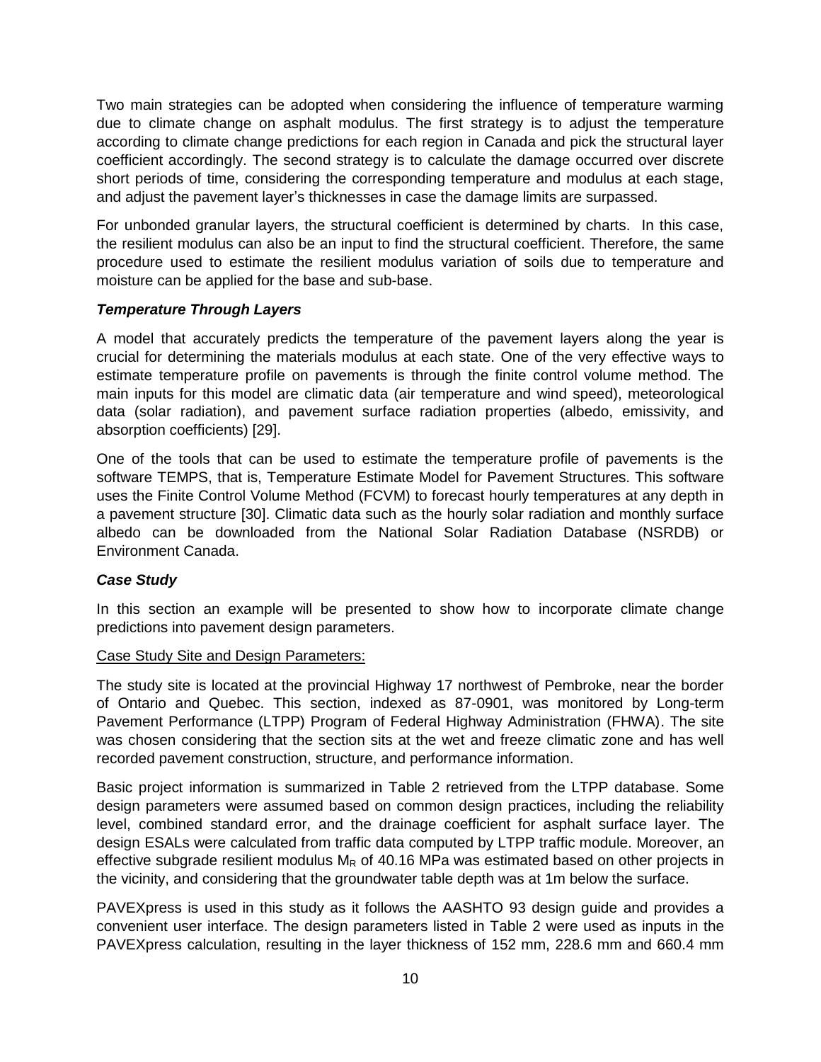Two main strategies can be adopted when considering the influence of temperature warming due to climate change on asphalt modulus. The first strategy is to adjust the temperature according to climate change predictions for each region in Canada and pick the structural layer coefficient accordingly. The second strategy is to calculate the damage occurred over discrete short periods of time, considering the corresponding temperature and modulus at each stage, and adjust the pavement layer's thicknesses in case the damage limits are surpassed.

For unbonded granular layers, the structural coefficient is determined by charts. In this case, the resilient modulus can also be an input to find the structural coefficient. Therefore, the same procedure used to estimate the resilient modulus variation of soils due to temperature and moisture can be applied for the base and sub-base.

### *Temperature Through Layers*

A model that accurately predicts the temperature of the pavement layers along the year is crucial for determining the materials modulus at each state. One of the very effective ways to estimate temperature profile on pavements is through the finite control volume method. The main inputs for this model are climatic data (air temperature and wind speed), meteorological data (solar radiation), and pavement surface radiation properties (albedo, emissivity, and absorption coefficients) [29].

One of the tools that can be used to estimate the temperature profile of pavements is the software TEMPS, that is, Temperature Estimate Model for Pavement Structures. This software uses the Finite Control Volume Method (FCVM) to forecast hourly temperatures at any depth in a pavement structure [30]. Climatic data such as the hourly solar radiation and monthly surface albedo can be downloaded from the National Solar Radiation Database (NSRDB) or Environment Canada.

### *Case Study*

In this section an example will be presented to show how to incorporate climate change predictions into pavement design parameters.

Case Study Site and Design Parameters:

The study site is located at the provincial Highway 17 northwest of Pembroke, near the border of Ontario and Quebec. This section, indexed as 87-0901, was monitored by Long-term Pavement Performance (LTPP) Program of Federal Highway Administration (FHWA). The site was chosen considering that the section sits at the wet and freeze climatic zone and has well recorded pavement construction, structure, and performance information.

Basic project information is summarized in Table 2 retrieved from the LTPP database. Some design parameters were assumed based on common design practices, including the reliability level, combined standard error, and the drainage coefficient for asphalt surface layer. The design ESALs were calculated from traffic data computed by LTPP traffic module. Moreover, an effective subgrade resilient modulus $M_R$ of 40.16 MPa was estimated based on other projects in the vicinity, and considering that the groundwater table depth was at 1m below the surface.

PAVEXpress is used in this study as it follows the AASHTO 93 design guide and provides a convenient user interface. The design parameters listed in Table 2 were used as inputs in the PAVEXpress calculation, resulting in the layer thickness of 152 mm, 228.6 mm and 660.4 mm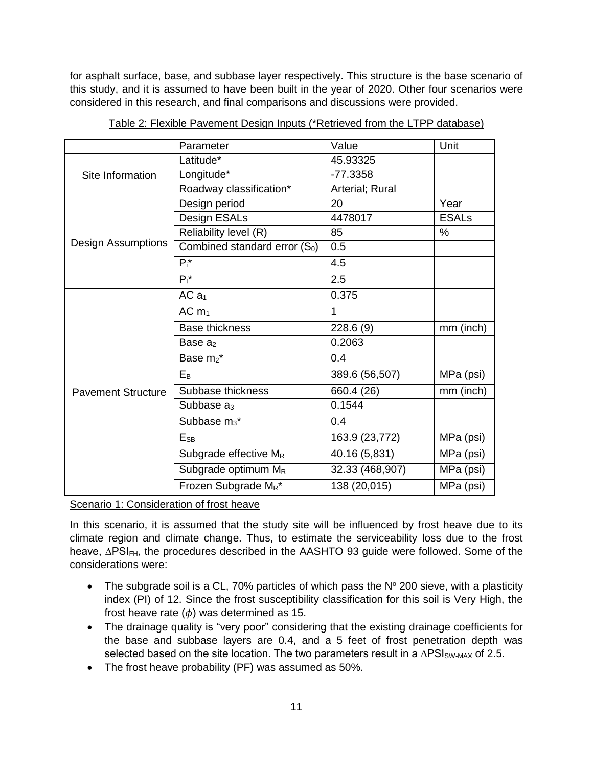for asphalt surface, base, and subbase layer respectively. This structure is the base scenario of this study, and it is assumed to have been built in the year of 2020. Other four scenarios were considered in this research, and final comparisons and discussions were provided.

Table 2: Flexible Pavement Design Inputs (*Retrieved from the LTPP database)

| | Parameter | Value | Unit |
|---|---|---|---|
| Site Information | Latitude* | 45.93325 | |
| | Longitude* | -77.3358 | |
| | Roadway classification* | Arterial; Rural | |
| Design Assumptions | Design period | 20 | Year |
| | Design ESALs | 4478017 | ESALs |
| | Reliability level (R) | 85 | % |
| | Combined standard error ($S_0$) | 0.5 | |
| | $P_i$* | 4.5 | |
| | $P_t$* | 2.5 | |
| Pavement Structure | AC $a_1$ | 0.375 | |
| | AC $m_1$ | 1 | |
| | Base thickness | 228.6 (9) | mm (inch) |
| | Base $a_2$ | 0.2063 | |
| | Base $m_2$* | 0.4 | |
| | $E_B$ | 389.6 (56,507) | MPa (psi) |
| | Subbase thickness | 660.4 (26) | mm (inch) |
| | Subbase $a_3$ | 0.1544 | |
| | Subbase $m_3$* | 0.4 | |
| | $E_{SB}$ | 163.9 (23,772) | MPa (psi) |
| | Subgrade effective $M_R$ | 40.16 (5,831) | MPa (psi) |
| | Subgrade optimum $M_R$ | 32.33 (468,907) | MPa (psi) |
| | Frozen Subgrade $M_R$* | 138 (20,015) | MPa (psi) |

Scenario 1: Consideration of frost heave

In this scenario, it is assumed that the study site will be influenced by frost heave due to its climate region and climate change. Thus, to estimate the serviceability loss due to the frost heave, $\Delta PSI_{FH}$, the procedures described in the AASHTO 93 guide were followed. Some of the considerations were:

- The subgrade soil is a CL, 70% particles of which pass the N° 200 sieve, with a plasticity index (PI) of 12. Since the frost susceptibility classification for this soil is Very High, the frost heave rate ($\phi$) was determined as 15.
- The drainage quality is "very poor" considering that the existing drainage coefficients for the base and subbase layers are 0.4, and a 5 feet of frost penetration depth was selected based on the site location. The two parameters result in a $\Delta PSI_{SW\text{-}MAX}$ of 2.5.
- The frost heave probability (PF) was assumed as 50%.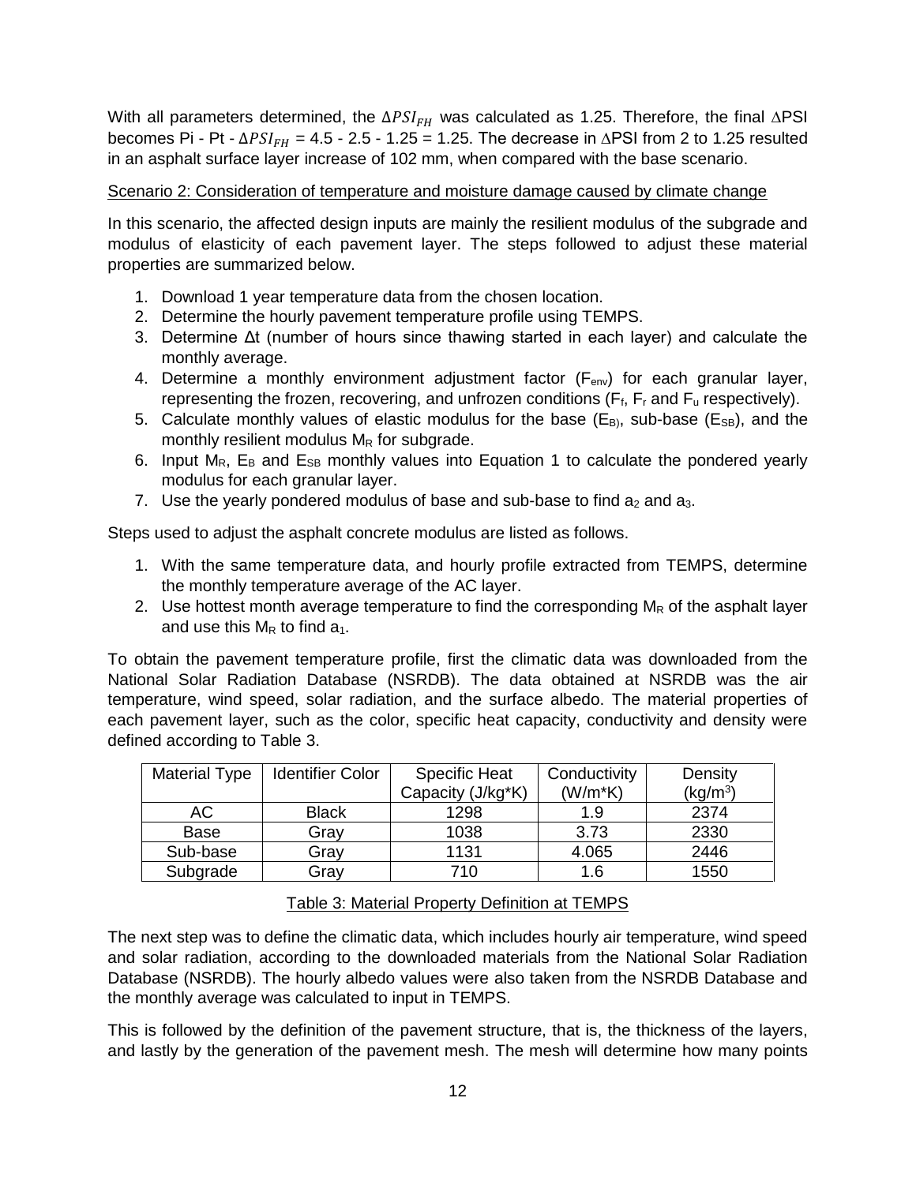With all parameters determined, the $\Delta PSI_{FH}$ was calculated as 1.25. Therefore, the final $\Delta$PSI becomes Pi - Pt - $\Delta PSI_{FH}$ = 4.5 - 2.5 - 1.25 = 1.25. The decrease in $\Delta$PSI from 2 to 1.25 resulted in an asphalt surface layer increase of 102 mm, when compared with the base scenario.

<u>Scenario 2: Consideration of temperature and moisture damage caused by climate change</u>

In this scenario, the affected design inputs are mainly the resilient modulus of the subgrade and modulus of elasticity of each pavement layer. The steps followed to adjust these material properties are summarized below.

1. Download 1 year temperature data from the chosen location.
2. Determine the hourly pavement temperature profile using TEMPS.
3. Determine Δt (number of hours since thawing started in each layer) and calculate the monthly average.
4. Determine a monthly environment adjustment factor ($F_{env}$) for each granular layer, representing the frozen, recovering, and unfrozen conditions ($F_f$, $F_r$ and $F_u$ respectively).
5. Calculate monthly values of elastic modulus for the base ($E_B$), sub-base ($E_{SB}$), and the monthly resilient modulus $M_R$ for subgrade.
6. Input $M_R$, $E_B$ and $E_{SB}$ monthly values into Equation 1 to calculate the pondered yearly modulus for each granular layer.
7. Use the yearly pondered modulus of base and sub-base to find $a_2$ and $a_3$.

Steps used to adjust the asphalt concrete modulus are listed as follows.

1. With the same temperature data, and hourly profile extracted from TEMPS, determine the monthly temperature average of the AC layer.
2. Use hottest month average temperature to find the corresponding $M_R$ of the asphalt layer and use this $M_R$ to find $a_1$.

To obtain the pavement temperature profile, first the climatic data was downloaded from the National Solar Radiation Database (NSRDB). The data obtained at NSRDB was the air temperature, wind speed, solar radiation, and the surface albedo. The material properties of each pavement layer, such as the color, specific heat capacity, conductivity and density were defined according to Table 3.

| Material Type | Identifier Color | Specific Heat Capacity (J/kg*K) | Conductivity (W/m*K) | Density (kg/m$^3$) |
|---|---|---|---|---|
| AC | Black | 1298 | 1.9 | 2374 |
| Base | Gray | 1038 | 3.73 | 2330 |
| Sub-base | Gray | 1131 | 4.065 | 2446 |
| Subgrade | Gray | 710 | 1.6 | 1550 |

<u>Table 3: Material Property Definition at TEMPS</u>

The next step was to define the climatic data, which includes hourly air temperature, wind speed and solar radiation, according to the downloaded materials from the National Solar Radiation Database (NSRDB). The hourly albedo values were also taken from the NSRDB Database and the monthly average was calculated to input in TEMPS.

This is followed by the definition of the pavement structure, that is, the thickness of the layers, and lastly by the generation of the pavement mesh. The mesh will determine how many points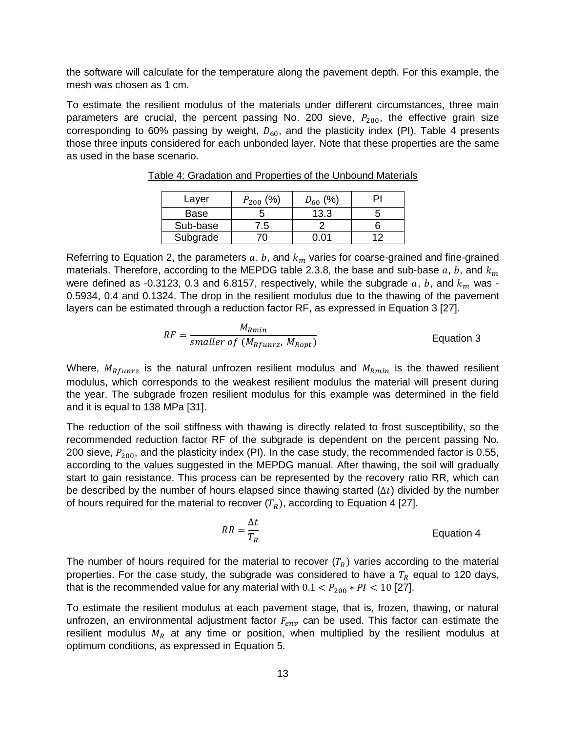the software will calculate for the temperature along the pavement depth. For this example, the mesh was chosen as 1 cm.

To estimate the resilient modulus of the materials under different circumstances, three main parameters are crucial, the percent passing No. 200 sieve, $P_{200}$, the effective grain size corresponding to 60% passing by weight, $D_{60}$, and the plasticity index (PI). Table 4 presents those three inputs considered for each unbonded layer. Note that these properties are the same as used in the base scenario.

Table 4: Gradation and Properties of the Unbound Materials

| Layer | $P_{200}$ (%) | $D_{60}$ (%) | PI |
|---|---|---|---|
| Base | 5 | 13.3 | 5 |
| Sub-base | 7.5 | 2 | 6 |
| Subgrade | 70 | 0.01 | 12 |

Referring to Equation 2, the parameters $a$, $b$, and $k_m$ varies for coarse-grained and fine-grained materials. Therefore, according to the MEPDG table 2.3.8, the base and sub-base $a$, $b$, and $k_m$ were defined as -0.3123, 0.3 and 6.8157, respectively, while the subgrade $a$, $b$, and $k_m$ was -0.5934, 0.4 and 0.1324. The drop in the resilient modulus due to the thawing of the pavement layers can be estimated through a reduction factor RF, as expressed in Equation 3 [27].

$$RF = \frac{M_{Rmin}}{smaller\ of\ (M_{Rfunrz},\ M_{Ropt})} \qquad \text{Equation 3}$$

Where, $M_{Rfunrz}$ is the natural unfrozen resilient modulus and $M_{Rmin}$ is the thawed resilient modulus, which corresponds to the weakest resilient modulus the material will present during the year. The subgrade frozen resilient modulus for this example was determined in the field and it is equal to 138 MPa [31].

The reduction of the soil stiffness with thawing is directly related to frost susceptibility, so the recommended reduction factor RF of the subgrade is dependent on the percent passing No. 200 sieve, $P_{200}$, and the plasticity index (PI). In the case study, the recommended factor is 0.55, according to the values suggested in the MEPDG manual. After thawing, the soil will gradually start to gain resistance. This process can be represented by the recovery ratio RR, which can be described by the number of hours elapsed since thawing started ($\Delta t$) divided by the number of hours required for the material to recover ($T_R$), according to Equation 4 [27].

$$RR = \frac{\Delta t}{T_R} \qquad \text{Equation 4}$$

The number of hours required for the material to recover ($T_R$) varies according to the material properties. For the case study, the subgrade was considered to have a $T_R$ equal to 120 days, that is the recommended value for any material with $0.1 < P_{200} * PI < 10$ [27].

To estimate the resilient modulus at each pavement stage, that is, frozen, thawing, or natural unfrozen, an environmental adjustment factor $F_{env}$ can be used. This factor can estimate the resilient modulus $M_R$ at any time or position, when multiplied by the resilient modulus at optimum conditions, as expressed in Equation 5.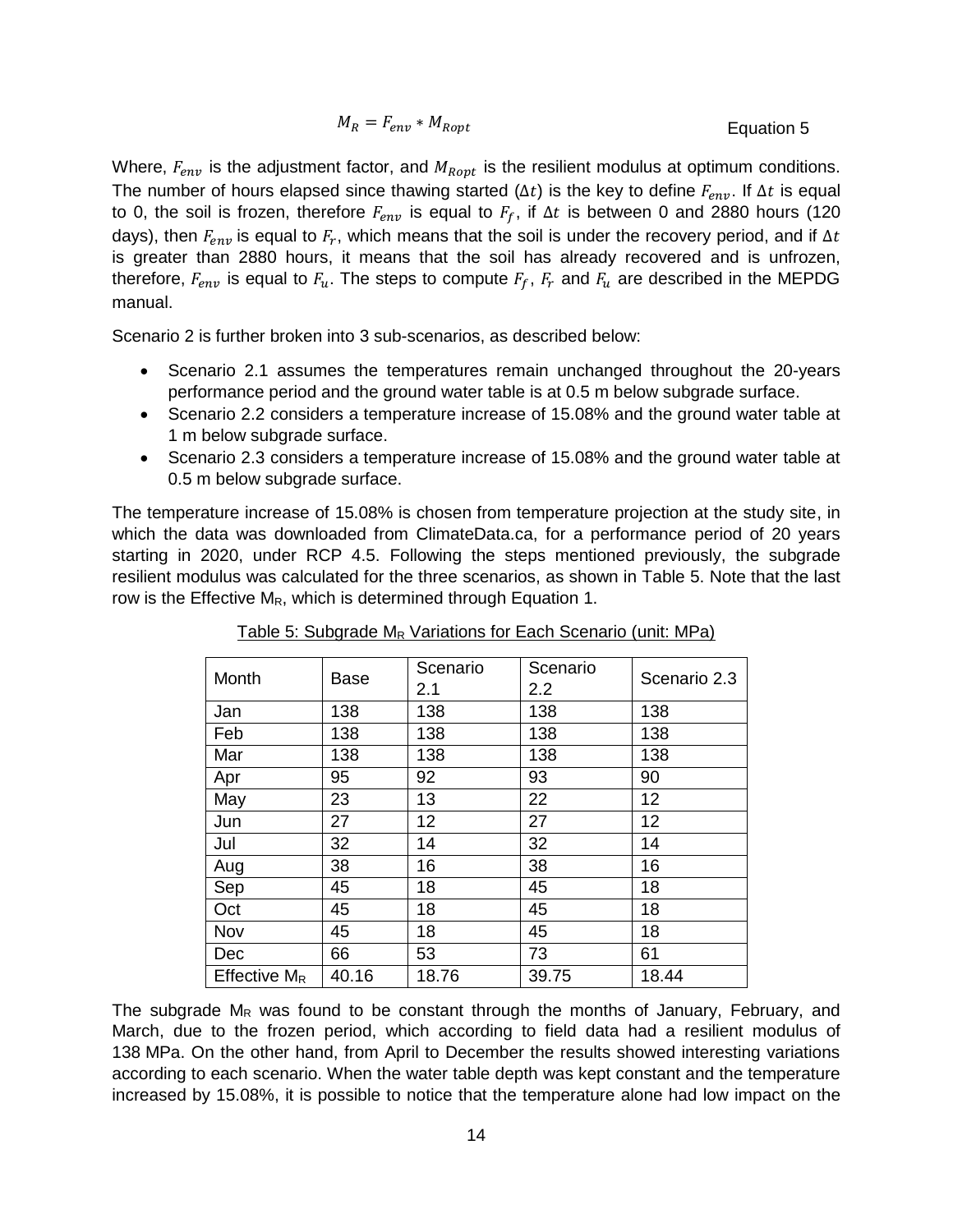$$M_R = F_{env} * M_{Ropt} \quad \text{Equation 5}$$

Where, $F_{env}$ is the adjustment factor, and $M_{Ropt}$ is the resilient modulus at optimum conditions. The number of hours elapsed since thawing started ($\Delta t$) is the key to define $F_{env}$. If $\Delta t$ is equal to 0, the soil is frozen, therefore $F_{env}$ is equal to $F_f$, if $\Delta t$ is between 0 and 2880 hours (120 days), then $F_{env}$ is equal to $F_r$, which means that the soil is under the recovery period, and if $\Delta t$ is greater than 2880 hours, it means that the soil has already recovered and is unfrozen, therefore, $F_{env}$ is equal to $F_u$. The steps to compute $F_f$, $F_r$ and $F_u$ are described in the MEPDG manual.

Scenario 2 is further broken into 3 sub-scenarios, as described below:

- Scenario 2.1 assumes the temperatures remain unchanged throughout the 20-years performance period and the ground water table is at 0.5 m below subgrade surface.
- Scenario 2.2 considers a temperature increase of 15.08% and the ground water table at 1 m below subgrade surface.
- Scenario 2.3 considers a temperature increase of 15.08% and the ground water table at 0.5 m below subgrade surface.

The temperature increase of 15.08% is chosen from temperature projection at the study site, in which the data was downloaded from ClimateData.ca, for a performance period of 20 years starting in 2020, under RCP 4.5. Following the steps mentioned previously, the subgrade resilient modulus was calculated for the three scenarios, as shown in Table 5. Note that the last row is the Effective $M_R$, which is determined through Equation 1.

Table 5: Subgrade $M_R$ Variations for Each Scenario (unit: MPa)

| Month | Base | Scenario 2.1 | Scenario 2.2 | Scenario 2.3 |
|---|---|---|---|---|
| Jan | 138 | 138 | 138 | 138 |
| Feb | 138 | 138 | 138 | 138 |
| Mar | 138 | 138 | 138 | 138 |
| Apr | 95 | 92 | 93 | 90 |
| May | 23 | 13 | 22 | 12 |
| Jun | 27 | 12 | 27 | 12 |
| Jul | 32 | 14 | 32 | 14 |
| Aug | 38 | 16 | 38 | 16 |
| Sep | 45 | 18 | 45 | 18 |
| Oct | 45 | 18 | 45 | 18 |
| Nov | 45 | 18 | 45 | 18 |
| Dec | 66 | 53 | 73 | 61 |
| Effective $M_R$ | 40.16 | 18.76 | 39.75 | 18.44 |

The subgrade $M_R$ was found to be constant through the months of January, February, and March, due to the frozen period, which according to field data had a resilient modulus of 138 MPa. On the other hand, from April to December the results showed interesting variations according to each scenario. When the water table depth was kept constant and the temperature increased by 15.08%, it is possible to notice that the temperature alone had low impact on the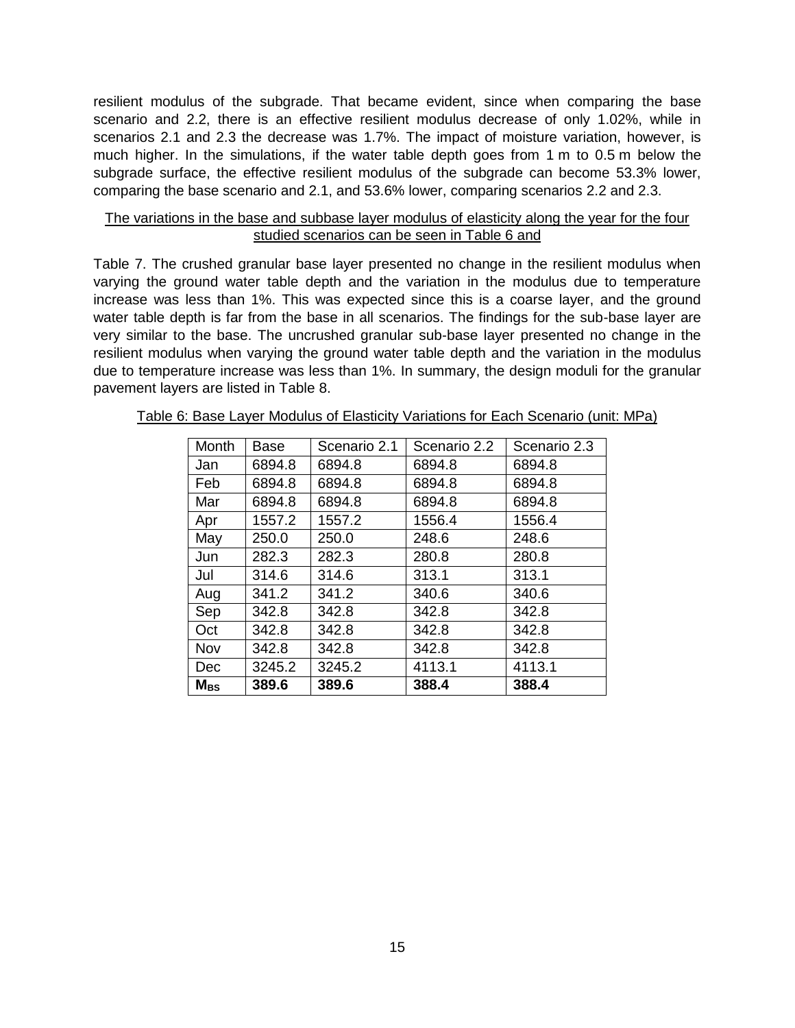resilient modulus of the subgrade. That became evident, since when comparing the base scenario and 2.2, there is an effective resilient modulus decrease of only 1.02%, while in scenarios 2.1 and 2.3 the decrease was 1.7%. The impact of moisture variation, however, is much higher. In the simulations, if the water table depth goes from 1 m to 0.5 m below the subgrade surface, the effective resilient modulus of the subgrade can become 53.3% lower, comparing the base scenario and 2.1, and 53.6% lower, comparing scenarios 2.2 and 2.3.

The variations in the base and subbase layer modulus of elasticity along the year for the four studied scenarios can be seen in Table 6 and

Table 7. The crushed granular base layer presented no change in the resilient modulus when varying the ground water table depth and the variation in the modulus due to temperature increase was less than 1%. This was expected since this is a coarse layer, and the ground water table depth is far from the base in all scenarios. The findings for the sub-base layer are very similar to the base. The uncrushed granular sub-base layer presented no change in the resilient modulus when varying the ground water table depth and the variation in the modulus due to temperature increase was less than 1%. In summary, the design moduli for the granular pavement layers are listed in Table 8.

Table 6: Base Layer Modulus of Elasticity Variations for Each Scenario (unit: MPa)

| Month | Base | Scenario 2.1 | Scenario 2.2 | Scenario 2.3 |
|---|---|---|---|---|
| Jan | 6894.8 | 6894.8 | 6894.8 | 6894.8 |
| Feb | 6894.8 | 6894.8 | 6894.8 | 6894.8 |
| Mar | 6894.8 | 6894.8 | 6894.8 | 6894.8 |
| Apr | 1557.2 | 1557.2 | 1556.4 | 1556.4 |
| May | 250.0 | 250.0 | 248.6 | 248.6 |
| Jun | 282.3 | 282.3 | 280.8 | 280.8 |
| Jul | 314.6 | 314.6 | 313.1 | 313.1 |
| Aug | 341.2 | 341.2 | 340.6 | 340.6 |
| Sep | 342.8 | 342.8 | 342.8 | 342.8 |
| Oct | 342.8 | 342.8 | 342.8 | 342.8 |
| Nov | 342.8 | 342.8 | 342.8 | 342.8 |
| Dec | 3245.2 | 3245.2 | 4113.1 | 4113.1 |
| $M_{BS}$ | **389.6** | **389.6** | **388.4** | **388.4** |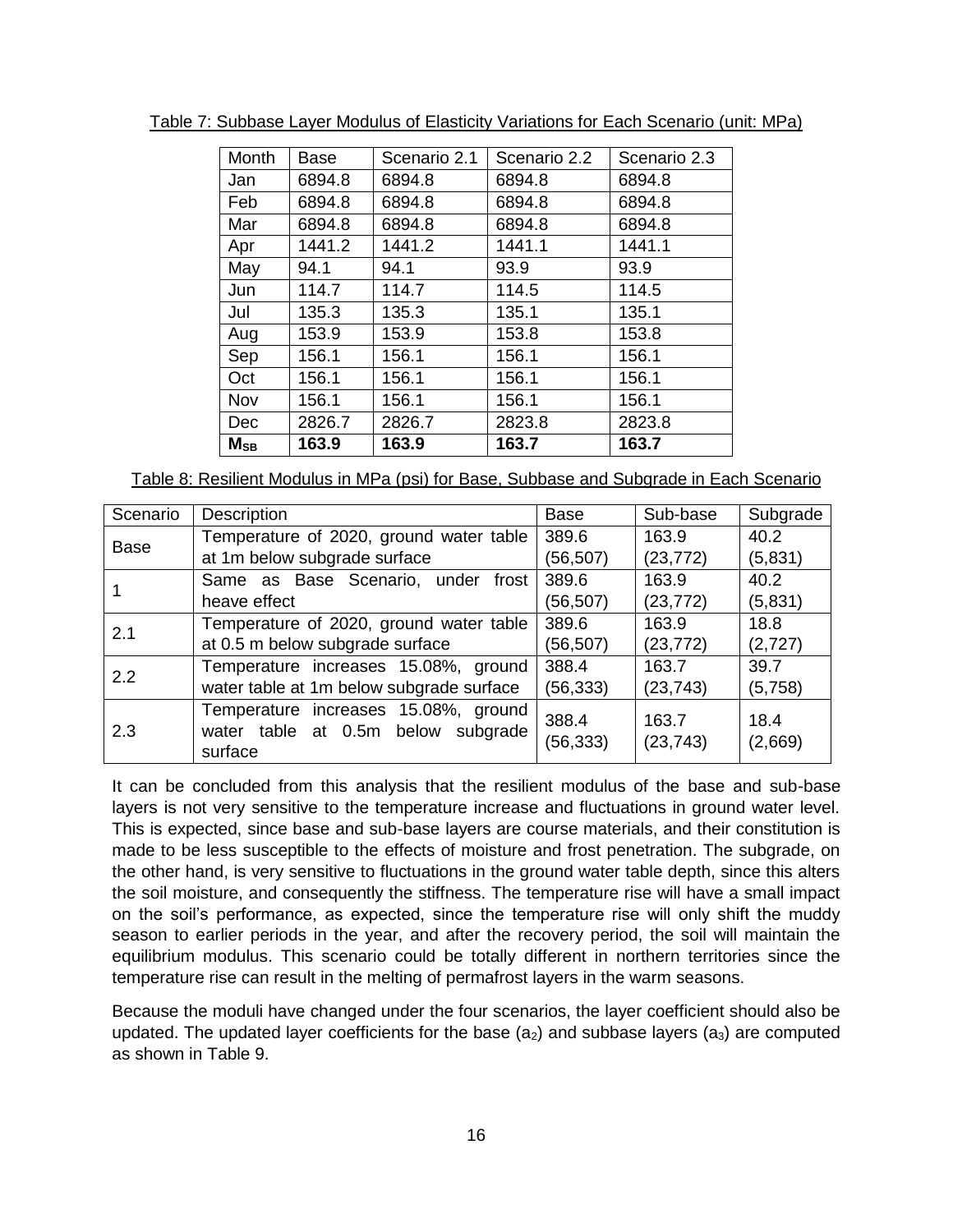Table 7: Subbase Layer Modulus of Elasticity Variations for Each Scenario (unit: MPa)

| Month | Base | Scenario 2.1 | Scenario 2.2 | Scenario 2.3 |
|---|---|---|---|---|
| Jan | 6894.8 | 6894.8 | 6894.8 | 6894.8 |
| Feb | 6894.8 | 6894.8 | 6894.8 | 6894.8 |
| Mar | 6894.8 | 6894.8 | 6894.8 | 6894.8 |
| Apr | 1441.2 | 1441.2 | 1441.1 | 1441.1 |
| May | 94.1 | 94.1 | 93.9 | 93.9 |
| Jun | 114.7 | 114.7 | 114.5 | 114.5 |
| Jul | 135.3 | 135.3 | 135.1 | 135.1 |
| Aug | 153.9 | 153.9 | 153.8 | 153.8 |
| Sep | 156.1 | 156.1 | 156.1 | 156.1 |
| Oct | 156.1 | 156.1 | 156.1 | 156.1 |
| Nov | 156.1 | 156.1 | 156.1 | 156.1 |
| Dec | 2826.7 | 2826.7 | 2823.8 | 2823.8 |
| **$M_{SB}$** | **163.9** | **163.9** | **163.7** | **163.7** |

Table 8: Resilient Modulus in MPa (psi) for Base, Subbase and Subgrade in Each Scenario

| Scenario | Description | Base | Sub-base | Subgrade |
|---|---|---|---|---|
| Base | Temperature of 2020, ground water table at 1m below subgrade surface | 389.6 (56,507) | 163.9 (23,772) | 40.2 (5,831) |
| 1 | Same as Base Scenario, under frost heave effect | 389.6 (56,507) | 163.9 (23,772) | 40.2 (5,831) |
| 2.1 | Temperature of 2020, ground water table at 0.5 m below subgrade surface | 389.6 (56,507) | 163.9 (23,772) | 18.8 (2,727) |
| 2.2 | Temperature increases 15.08%, ground water table at 1m below subgrade surface | 388.4 (56,333) | 163.7 (23,743) | 39.7 (5,758) |
| 2.3 | Temperature increases 15.08%, ground water table at 0.5m below subgrade surface | 388.4 (56,333) | 163.7 (23,743) | 18.4 (2,669) |

It can be concluded from this analysis that the resilient modulus of the base and sub-base layers is not very sensitive to the temperature increase and fluctuations in ground water level. This is expected, since base and sub-base layers are course materials, and their constitution is made to be less susceptible to the effects of moisture and frost penetration. The subgrade, on the other hand, is very sensitive to fluctuations in the ground water table depth, since this alters the soil moisture, and consequently the stiffness. The temperature rise will have a small impact on the soil's performance, as expected, since the temperature rise will only shift the muddy season to earlier periods in the year, and after the recovery period, the soil will maintain the equilibrium modulus. This scenario could be totally different in northern territories since the temperature rise can result in the melting of permafrost layers in the warm seasons.

Because the moduli have changed under the four scenarios, the layer coefficient should also be updated. The updated layer coefficients for the base ($a_2$) and subbase layers ($a_3$) are computed as shown in Table 9.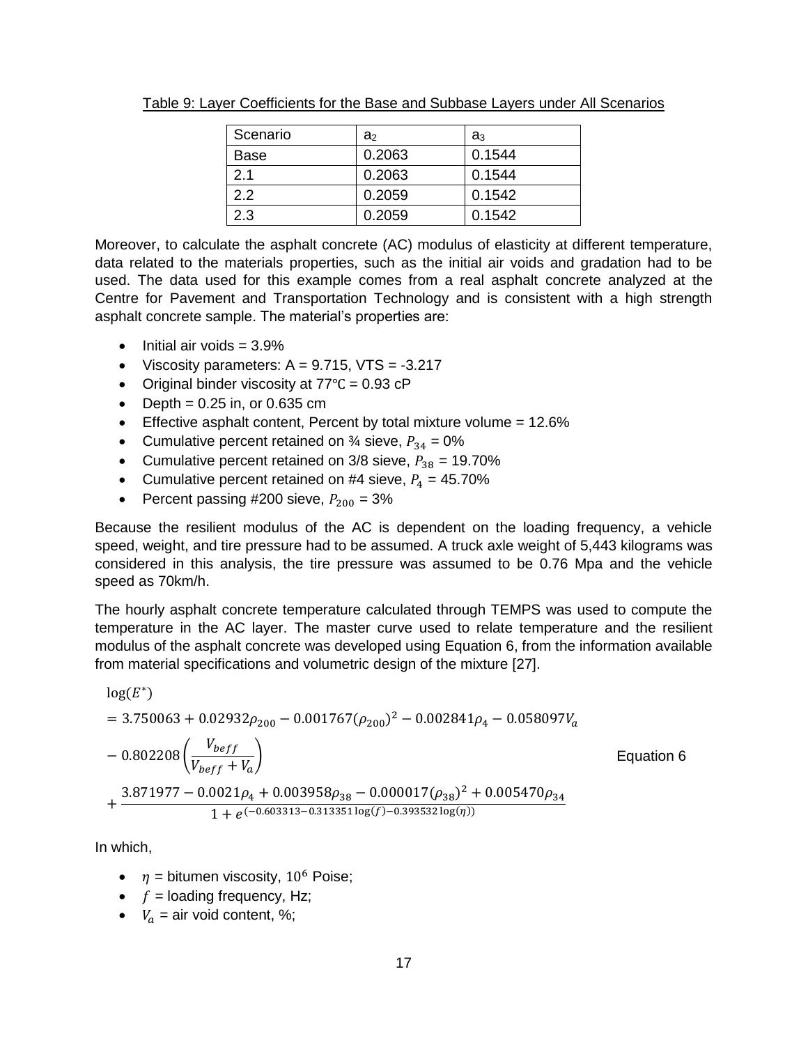Table 9: Layer Coefficients for the Base and Subbase Layers under All Scenarios

| Scenario | $a_2$ | $a_3$ |
|---|---|---|
| Base | 0.2063 | 0.1544 |
| 2.1 | 0.2063 | 0.1544 |
| 2.2 | 0.2059 | 0.1542 |
| 2.3 | 0.2059 | 0.1542 |

Moreover, to calculate the asphalt concrete (AC) modulus of elasticity at different temperature, data related to the materials properties, such as the initial air voids and gradation had to be used. The data used for this example comes from a real asphalt concrete analyzed at the Centre for Pavement and Transportation Technology and is consistent with a high strength asphalt concrete sample. The material's properties are:

- Initial air voids = 3.9%
- Viscosity parameters: A = 9.715, VTS = -3.217
- Original binder viscosity at 77℃ = 0.93 cP
- Depth = 0.25 in, or 0.635 cm
- Effective asphalt content, Percent by total mixture volume = 12.6%
- Cumulative percent retained on ¾ sieve, $P_{34}$ = 0%
- Cumulative percent retained on 3/8 sieve, $P_{38}$ = 19.70%
- Cumulative percent retained on #4 sieve, $P_4$ = 45.70%
- Percent passing #200 sieve, $P_{200}$ = 3%

Because the resilient modulus of the AC is dependent on the loading frequency, a vehicle speed, weight, and tire pressure had to be assumed. A truck axle weight of 5,443 kilograms was considered in this analysis, the tire pressure was assumed to be 0.76 Mpa and the vehicle speed as 70km/h.

The hourly asphalt concrete temperature calculated through TEMPS was used to compute the temperature in the AC layer. The master curve used to relate temperature and the resilient modulus of the asphalt concrete was developed using Equation 6, from the information available from material specifications and volumetric design of the mixture [27].

$$
\begin{aligned}
&\log(E^*) \\
&= 3.750063 + 0.02932\rho_{200} - 0.001767(\rho_{200})^2 - 0.002841\rho_4 - 0.058097V_a \\
&- 0.802208\left(\frac{V_{beff}}{V_{beff} + V_a}\right) \\
&+ \frac{3.871977 - 0.0021\rho_4 + 0.003958\rho_{38} - 0.000017(\rho_{38})^2 + 0.005470\rho_{34}}{1 + e^{(-0.603313 - 0.313351\log(f) - 0.393532\log(\eta))}}
\end{aligned}
\qquad \text{Equation 6}
$$

In which,

- $\eta$ = bitumen viscosity, $10^6$ Poise;
- $f$ = loading frequency, Hz;
- $V_a$ = air void content, %;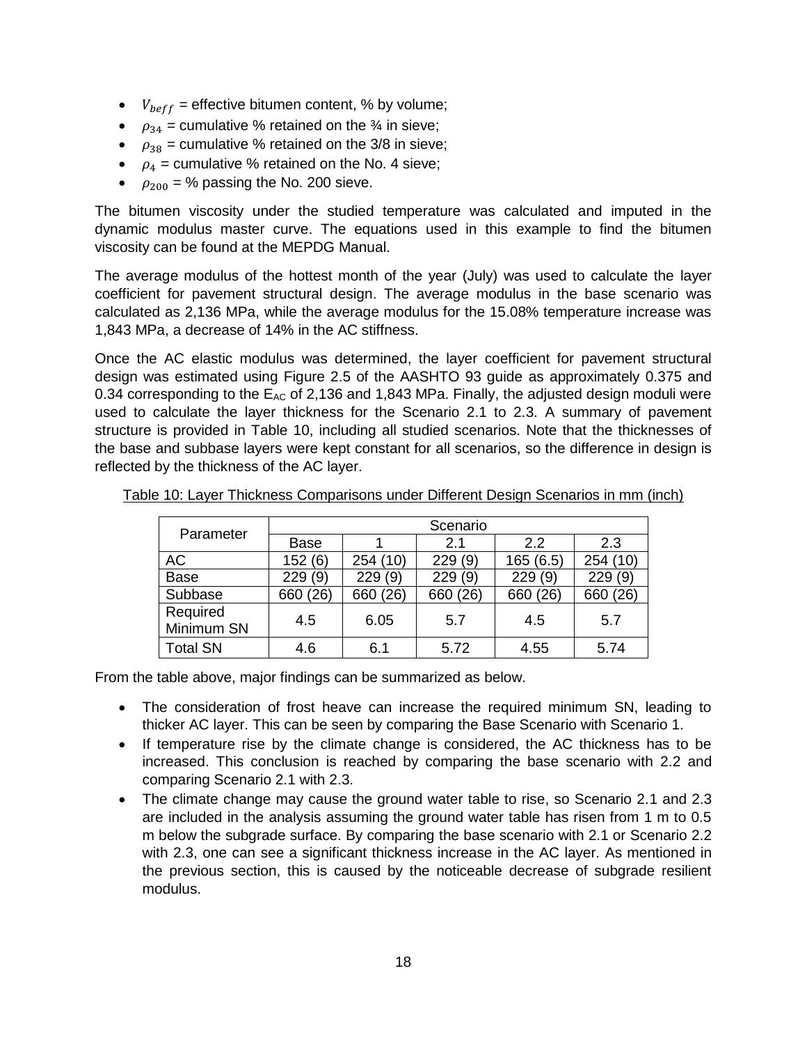- $V_{beff}$ = effective bitumen content, % by volume;
- $\rho_{34}$ = cumulative % retained on the ¾ in sieve;
- $\rho_{38}$ = cumulative % retained on the 3/8 in sieve;
- $\rho_4$ = cumulative % retained on the No. 4 sieve;
- $\rho_{200}$ = % passing the No. 200 sieve.

The bitumen viscosity under the studied temperature was calculated and imputed in the dynamic modulus master curve. The equations used in this example to find the bitumen viscosity can be found at the MEPDG Manual.

The average modulus of the hottest month of the year (July) was used to calculate the layer coefficient for pavement structural design. The average modulus in the base scenario was calculated as 2,136 MPa, while the average modulus for the 15.08% temperature increase was 1,843 MPa, a decrease of 14% in the AC stiffness.

Once the AC elastic modulus was determined, the layer coefficient for pavement structural design was estimated using Figure 2.5 of the AASHTO 93 guide as approximately 0.375 and 0.34 corresponding to the $E_{AC}$ of 2,136 and 1,843 MPa. Finally, the adjusted design moduli were used to calculate the layer thickness for the Scenario 2.1 to 2.3. A summary of pavement structure is provided in Table 10, including all studied scenarios. Note that the thicknesses of the base and subbase layers were kept constant for all scenarios, so the difference in design is reflected by the thickness of the AC layer.

Table 10: Layer Thickness Comparisons under Different Design Scenarios in mm (inch)

| Parameter | Scenario | | | | |
|---|---|---|---|---|---|
| | Base | 1 | 2.1 | 2.2 | 2.3 |
| AC | 152 (6) | 254 (10) | 229 (9) | 165 (6.5) | 254 (10) |
| Base | 229 (9) | 229 (9) | 229 (9) | 229 (9) | 229 (9) |
| Subbase | 660 (26) | 660 (26) | 660 (26) | 660 (26) | 660 (26) |
| Required Minimum SN | 4.5 | 6.05 | 5.7 | 4.5 | 5.7 |
| Total SN | 4.6 | 6.1 | 5.72 | 4.55 | 5.74 |

From the table above, major findings can be summarized as below.

- The consideration of frost heave can increase the required minimum SN, leading to thicker AC layer. This can be seen by comparing the Base Scenario with Scenario 1.
- If temperature rise by the climate change is considered, the AC thickness has to be increased. This conclusion is reached by comparing the base scenario with 2.2 and comparing Scenario 2.1 with 2.3.
- The climate change may cause the ground water table to rise, so Scenario 2.1 and 2.3 are included in the analysis assuming the ground water table has risen from 1 m to 0.5 m below the subgrade surface. By comparing the base scenario with 2.1 or Scenario 2.2 with 2.3, one can see a significant thickness increase in the AC layer. As mentioned in the previous section, this is caused by the noticeable decrease of subgrade resilient modulus.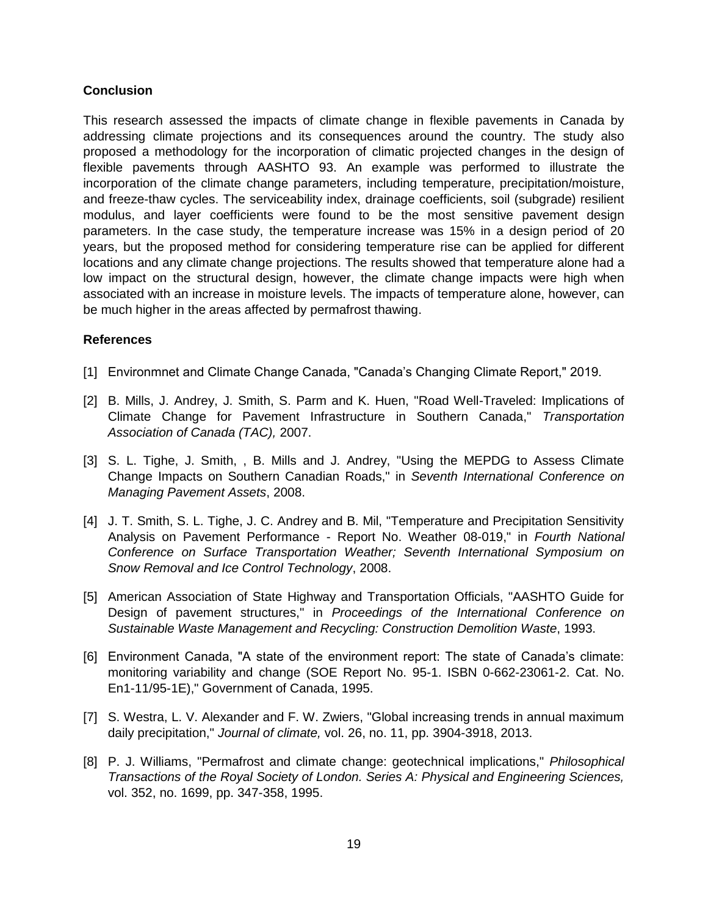**Conclusion**

This research assessed the impacts of climate change in flexible pavements in Canada by addressing climate projections and its consequences around the country. The study also proposed a methodology for the incorporation of climatic projected changes in the design of flexible pavements through AASHTO 93. An example was performed to illustrate the incorporation of the climate change parameters, including temperature, precipitation/moisture, and freeze-thaw cycles. The serviceability index, drainage coefficients, soil (subgrade) resilient modulus, and layer coefficients were found to be the most sensitive pavement design parameters. In the case study, the temperature increase was 15% in a design period of 20 years, but the proposed method for considering temperature rise can be applied for different locations and any climate change projections. The results showed that temperature alone had a low impact on the structural design, however, the climate change impacts were high when associated with an increase in moisture levels. The impacts of temperature alone, however, can be much higher in the areas affected by permafrost thawing.

**References**

[1] Environmnet and Climate Change Canada, "Canada's Changing Climate Report," 2019.

[2] B. Mills, J. Andrey, J. Smith, S. Parm and K. Huen, "Road Well-Traveled: Implications of Climate Change for Pavement Infrastructure in Southern Canada," *Transportation Association of Canada (TAC),* 2007.

[3] S. L. Tighe, J. Smith, , B. Mills and J. Andrey, "Using the MEPDG to Assess Climate Change Impacts on Southern Canadian Roads," in *Seventh International Conference on Managing Pavement Assets*, 2008.

[4] J. T. Smith, S. L. Tighe, J. C. Andrey and B. Mil, "Temperature and Precipitation Sensitivity Analysis on Pavement Performance - Report No. Weather 08-019," in *Fourth National Conference on Surface Transportation Weather; Seventh International Symposium on Snow Removal and Ice Control Technology*, 2008.

[5] American Association of State Highway and Transportation Officials, "AASHTO Guide for Design of pavement structures," in *Proceedings of the International Conference on Sustainable Waste Management and Recycling: Construction Demolition Waste*, 1993.

[6] Environment Canada, "A state of the environment report: The state of Canada's climate: monitoring variability and change (SOE Report No. 95-1. ISBN 0-662-23061-2. Cat. No. En1-11/95-1E)," Government of Canada, 1995.

[7] S. Westra, L. V. Alexander and F. W. Zwiers, "Global increasing trends in annual maximum daily precipitation," *Journal of climate,* vol. 26, no. 11, pp. 3904-3918, 2013.

[8] P. J. Williams, "Permafrost and climate change: geotechnical implications," *Philosophical Transactions of the Royal Society of London. Series A: Physical and Engineering Sciences,* vol. 352, no. 1699, pp. 347-358, 1995.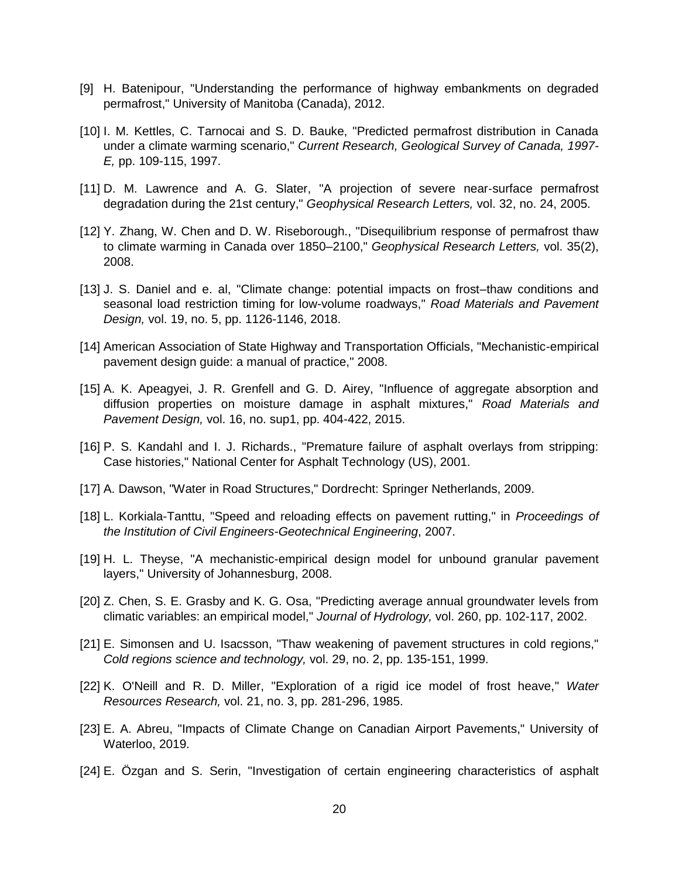[9] H. Batenipour, "Understanding the performance of highway embankments on degraded permafrost," University of Manitoba (Canada), 2012.

[10] I. M. Kettles, C. Tarnocai and S. D. Bauke, "Predicted permafrost distribution in Canada under a climate warming scenario," *Current Research, Geological Survey of Canada, 1997-E,* pp. 109-115, 1997.

[11] D. M. Lawrence and A. G. Slater, "A projection of severe near-surface permafrost degradation during the 21st century," *Geophysical Research Letters,* vol. 32, no. 24, 2005.

[12] Y. Zhang, W. Chen and D. W. Riseborough., "Disequilibrium response of permafrost thaw to climate warming in Canada over 1850–2100," *Geophysical Research Letters,* vol. 35(2), 2008.

[13] J. S. Daniel and e. al, "Climate change: potential impacts on frost–thaw conditions and seasonal load restriction timing for low-volume roadways," *Road Materials and Pavement Design,* vol. 19, no. 5, pp. 1126-1146, 2018.

[14] American Association of State Highway and Transportation Officials, "Mechanistic-empirical pavement design guide: a manual of practice," 2008.

[15] A. K. Apeagyei, J. R. Grenfell and G. D. Airey, "Influence of aggregate absorption and diffusion properties on moisture damage in asphalt mixtures," *Road Materials and Pavement Design,* vol. 16, no. sup1, pp. 404-422, 2015.

[16] P. S. Kandahl and I. J. Richards., "Premature failure of asphalt overlays from stripping: Case histories," National Center for Asphalt Technology (US), 2001.

[17] A. Dawson, "Water in Road Structures," Dordrecht: Springer Netherlands, 2009.

[18] L. Korkiala-Tanttu, "Speed and reloading effects on pavement rutting," in *Proceedings of the Institution of Civil Engineers-Geotechnical Engineering*, 2007.

[19] H. L. Theyse, "A mechanistic-empirical design model for unbound granular pavement layers," University of Johannesburg, 2008.

[20] Z. Chen, S. E. Grasby and K. G. Osa, "Predicting average annual groundwater levels from climatic variables: an empirical model," *Journal of Hydrology,* vol. 260, pp. 102-117, 2002.

[21] E. Simonsen and U. Isacsson, "Thaw weakening of pavement structures in cold regions," *Cold regions science and technology,* vol. 29, no. 2, pp. 135-151, 1999.

[22] K. O'Neill and R. D. Miller, "Exploration of a rigid ice model of frost heave," *Water Resources Research,* vol. 21, no. 3, pp. 281-296, 1985.

[23] E. A. Abreu, "Impacts of Climate Change on Canadian Airport Pavements," University of Waterloo, 2019.

[24] E. Özgan and S. Serin, "Investigation of certain engineering characteristics of asphalt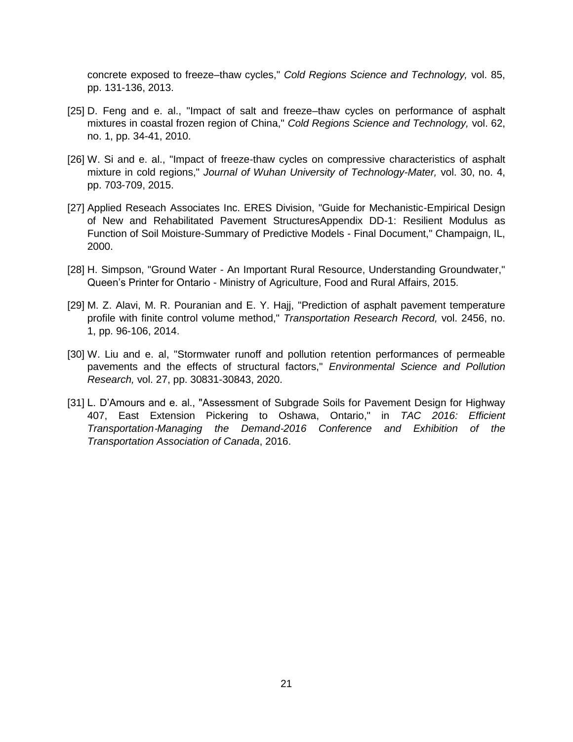concrete exposed to freeze–thaw cycles," *Cold Regions Science and Technology,* vol. 85, pp. 131-136, 2013.

[25] D. Feng and e. al., "Impact of salt and freeze–thaw cycles on performance of asphalt mixtures in coastal frozen region of China," *Cold Regions Science and Technology,* vol. 62, no. 1, pp. 34-41, 2010.

[26] W. Si and e. al., "Impact of freeze-thaw cycles on compressive characteristics of asphalt mixture in cold regions," *Journal of Wuhan University of Technology-Mater,* vol. 30, no. 4, pp. 703-709, 2015.

[27] Applied Reseach Associates Inc. ERES Division, "Guide for Mechanistic-Empirical Design of New and Rehabilitated Pavement StructuresAppendix DD-1: Resilient Modulus as Function of Soil Moisture-Summary of Predictive Models - Final Document," Champaign, IL, 2000.

[28] H. Simpson, "Ground Water - An Important Rural Resource, Understanding Groundwater," Queen's Printer for Ontario - Ministry of Agriculture, Food and Rural Affairs, 2015.

[29] M. Z. Alavi, M. R. Pouranian and E. Y. Hajj, "Prediction of asphalt pavement temperature profile with finite control volume method," *Transportation Research Record,* vol. 2456, no. 1, pp. 96-106, 2014.

[30] W. Liu and e. al, "Stormwater runoff and pollution retention performances of permeable pavements and the effects of structural factors," *Environmental Science and Pollution Research,* vol. 27, pp. 30831-30843, 2020.

[31] L. D'Amours and e. al., "Assessment of Subgrade Soils for Pavement Design for Highway 407, East Extension Pickering to Oshawa, Ontario," in *TAC 2016: Efficient Transportation-Managing the Demand-2016 Conference and Exhibition of the Transportation Association of Canada*, 2016.